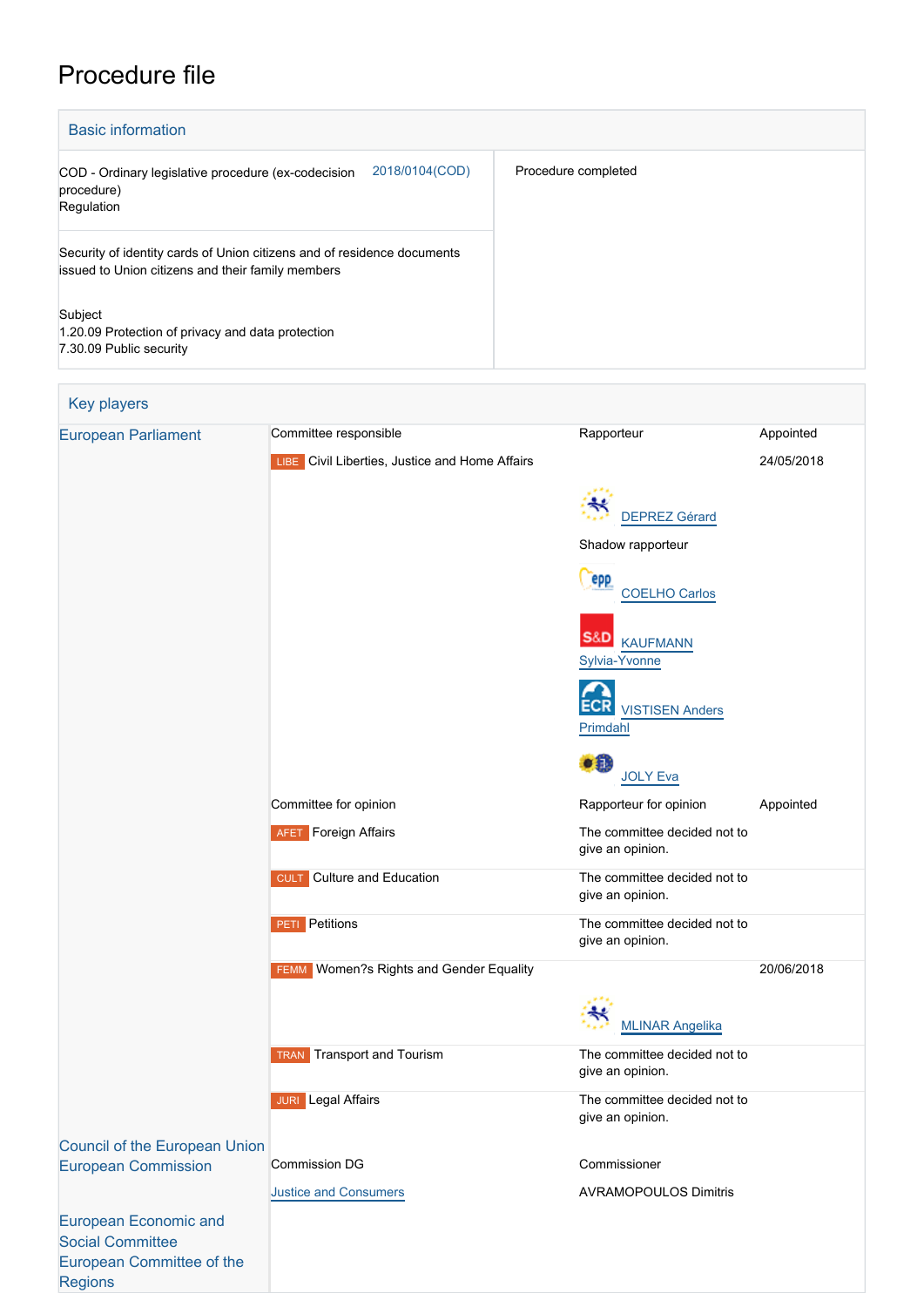# Procedure file

## Basic information

| | |
|---|---|
| COD - Ordinary legislative procedure (ex-codecision procedure) Regulation 2018/0104(COD) | Procedure completed |
| Security of identity cards of Union citizens and of residence documents issued to Union citizens and their family members | |
| Subject<br>1.20.09 Protection of privacy and data protection<br>7.30.09 Public security | |

## Key players

| | | | |
|---|---|---|---|
| European Parliament | Committee responsible | Rapporteur | Appointed |
| | LIBE Civil Liberties, Justice and Home Affairs | | 24/05/2018 |
| | | DEPREZ Gérard | |
| | | Shadow rapporteur | |
| | | COELHO Carlos | |
| | | KAUFMANN Sylvia-Yvonne | |
| | | VISTISEN Anders Primdahl | |
| | | JOLY Eva | |
| | Committee for opinion | Rapporteur for opinion | Appointed |
| | AFET Foreign Affairs | The committee decided not to give an opinion. | |
| | CULT Culture and Education | The committee decided not to give an opinion. | |
| | PETI Petitions | The committee decided not to give an opinion. | |
| | FEMM Women?s Rights and Gender Equality | MLINAR Angelika | 20/06/2018 |
| | TRAN Transport and Tourism | The committee decided not to give an opinion. | |
| | JURI Legal Affairs | The committee decided not to give an opinion. | |
| Council of the European Union | | | |
| European Commission | Commission DG | Commissioner | |
| | Justice and Consumers | AVRAMOPOULOS Dimitris | |
| European Economic and Social Committee | | | |
| European Committee of the Regions | | | |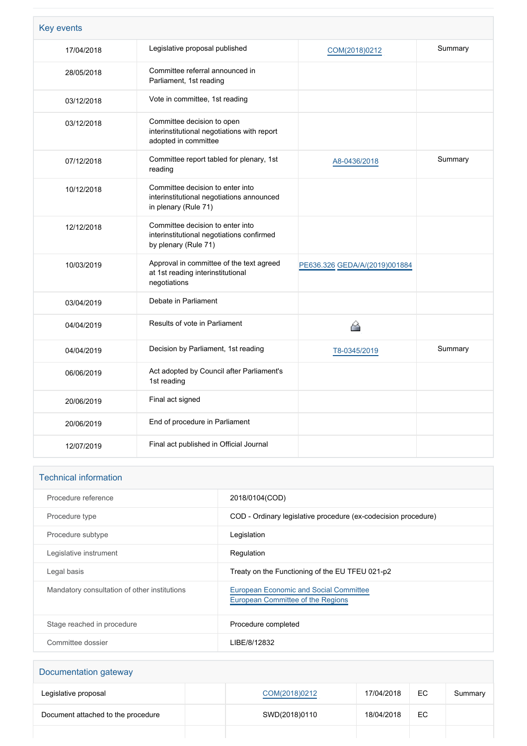## Key events

| | | | |
|---|---|---|---|
| 17/04/2018 | Legislative proposal published | COM(2018)0212 | Summary |
| 28/05/2018 | Committee referral announced in Parliament, 1st reading | | |
| 03/12/2018 | Vote in committee, 1st reading | | |
| 03/12/2018 | Committee decision to open interinstitutional negotiations with report adopted in committee | | |
| 07/12/2018 | Committee report tabled for plenary, 1st reading | A8-0436/2018 | Summary |
| 10/12/2018 | Committee decision to enter into interinstitutional negotiations announced in plenary (Rule 71) | | |
| 12/12/2018 | Committee decision to enter into interinstitutional negotiations confirmed by plenary (Rule 71) | | |
| 10/03/2019 | Approval in committee of the text agreed at 1st reading interinstitutional negotiations | PE636.326 GEDA/A/(2019)001884 | |
| 03/04/2019 | Debate in Parliament | | |
| 04/04/2019 | Results of vote in Parliament | | |
| 04/04/2019 | Decision by Parliament, 1st reading | T8-0345/2019 | Summary |
| 06/06/2019 | Act adopted by Council after Parliament's 1st reading | | |
| 20/06/2019 | Final act signed | | |
| 20/06/2019 | End of procedure in Parliament | | |
| 12/07/2019 | Final act published in Official Journal | | |

## Technical information

| | |
|---|---|
| Procedure reference | 2018/0104(COD) |
| Procedure type | COD - Ordinary legislative procedure (ex-codecision procedure) |
| Procedure subtype | Legislation |
| Legislative instrument | Regulation |
| Legal basis | Treaty on the Functioning of the EU TFEU 021-p2 |
| Mandatory consultation of other institutions | European Economic and Social Committee<br>European Committee of the Regions |
| Stage reached in procedure | Procedure completed |
| Committee dossier | LIBE/8/12832 |

## Documentation gateway

| | | | | | |
|---|---|---|---|---|---|
| Legislative proposal | | COM(2018)0212 | 17/04/2018 | EC | Summary |
| Document attached to the procedure | | SWD(2018)0110 | 18/04/2018 | EC | |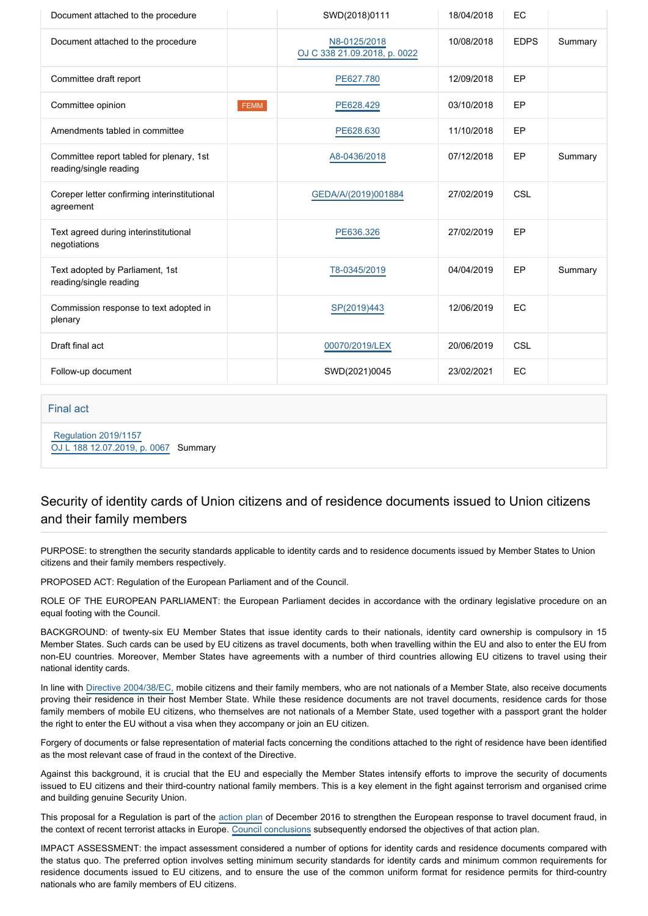| | | | | | |
|---|---|---|---|---|---|
| Document attached to the procedure | | SWD(2018)0111 | 18/04/2018 | EC | |
| Document attached to the procedure | | N8-0125/2018 OJ C 338 21.09.2018, p. 0022 | 10/08/2018 | EDPS | Summary |
| Committee draft report | | PE627.780 | 12/09/2018 | EP | |
| Committee opinion | FEMM | PE628.429 | 03/10/2018 | EP | |
| Amendments tabled in committee | | PE628.630 | 11/10/2018 | EP | |
| Committee report tabled for plenary, 1st reading/single reading | | A8-0436/2018 | 07/12/2018 | EP | Summary |
| Coreper letter confirming interinstitutional agreement | | GEDA/A/(2019)001884 | 27/02/2019 | CSL | |
| Text agreed during interinstitutional negotiations | | PE636.326 | 27/02/2019 | EP | |
| Text adopted by Parliament, 1st reading/single reading | | T8-0345/2019 | 04/04/2019 | EP | Summary |
| Commission response to text adopted in plenary | | SP(2019)443 | 12/06/2019 | EC | |
| Draft final act | | 00070/2019/LEX | 20/06/2019 | CSL | |
| Follow-up document | | SWD(2021)0045 | 23/02/2021 | EC | |

## Final act

Regulation 2019/1157
OJ L 188 12.07.2019, p. 0067 Summary

## Security of identity cards of Union citizens and of residence documents issued to Union citizens and their family members

PURPOSE: to strengthen the security standards applicable to identity cards and to residence documents issued by Member States to Union citizens and their family members respectively.

PROPOSED ACT: Regulation of the European Parliament and of the Council.

ROLE OF THE EUROPEAN PARLIAMENT: the European Parliament decides in accordance with the ordinary legislative procedure on an equal footing with the Council.

BACKGROUND: of twenty-six EU Member States that issue identity cards to their nationals, identity card ownership is compulsory in 15 Member States. Such cards can be used by EU citizens as travel documents, both when travelling within the EU and also to enter the EU from non-EU countries. Moreover, Member States have agreements with a number of third countries allowing EU citizens to travel using their national identity cards.

In line with Directive 2004/38/EC, mobile citizens and their family members, who are not nationals of a Member State, also receive documents proving their residence in their host Member State. While these residence documents are not travel documents, residence cards for those family members of mobile EU citizens, who themselves are not nationals of a Member State, used together with a passport grant the holder the right to enter the EU without a visa when they accompany or join an EU citizen.

Forgery of documents or false representation of material facts concerning the conditions attached to the right of residence have been identified as the most relevant case of fraud in the context of the Directive.

Against this background, it is crucial that the EU and especially the Member States intensify efforts to improve the security of documents issued to EU citizens and their third-country national family members. This is a key element in the fight against terrorism and organised crime and building genuine Security Union.

This proposal for a Regulation is part of the action plan of December 2016 to strengthen the European response to travel document fraud, in the context of recent terrorist attacks in Europe. Council conclusions subsequently endorsed the objectives of that action plan.

IMPACT ASSESSMENT: the impact assessment considered a number of options for identity cards and residence documents compared with the status quo. The preferred option involves setting minimum security standards for identity cards and minimum common requirements for residence documents issued to EU citizens, and to ensure the use of the common uniform format for residence permits for third-country nationals who are family members of EU citizens.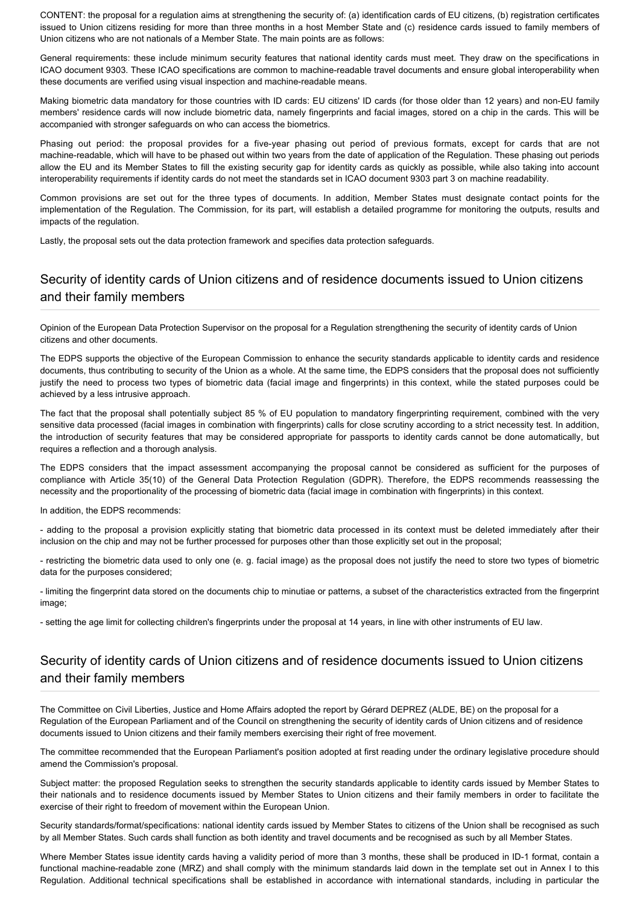CONTENT: the proposal for a regulation aims at strengthening the security of: (a) identification cards of EU citizens, (b) registration certificates issued to Union citizens residing for more than three months in a host Member State and (c) residence cards issued to family members of Union citizens who are not nationals of a Member State. The main points are as follows:

General requirements: these include minimum security features that national identity cards must meet. They draw on the specifications in ICAO document 9303. These ICAO specifications are common to machine-readable travel documents and ensure global interoperability when these documents are verified using visual inspection and machine-readable means.

Making biometric data mandatory for those countries with ID cards: EU citizens' ID cards (for those older than 12 years) and non-EU family members' residence cards will now include biometric data, namely fingerprints and facial images, stored on a chip in the cards. This will be accompanied with stronger safeguards on who can access the biometrics.

Phasing out period: the proposal provides for a five-year phasing out period of previous formats, except for cards that are not machine-readable, which will have to be phased out within two years from the date of application of the Regulation. These phasing out periods allow the EU and its Member States to fill the existing security gap for identity cards as quickly as possible, while also taking into account interoperability requirements if identity cards do not meet the standards set in ICAO document 9303 part 3 on machine readability.

Common provisions are set out for the three types of documents. In addition, Member States must designate contact points for the implementation of the Regulation. The Commission, for its part, will establish a detailed programme for monitoring the outputs, results and impacts of the regulation.

Lastly, the proposal sets out the data protection framework and specifies data protection safeguards.

## Security of identity cards of Union citizens and of residence documents issued to Union citizens and their family members

Opinion of the European Data Protection Supervisor on the proposal for a Regulation strengthening the security of identity cards of Union citizens and other documents.

The EDPS supports the objective of the European Commission to enhance the security standards applicable to identity cards and residence documents, thus contributing to security of the Union as a whole. At the same time, the EDPS considers that the proposal does not sufficiently justify the need to process two types of biometric data (facial image and fingerprints) in this context, while the stated purposes could be achieved by a less intrusive approach.

The fact that the proposal shall potentially subject 85 % of EU population to mandatory fingerprinting requirement, combined with the very sensitive data processed (facial images in combination with fingerprints) calls for close scrutiny according to a strict necessity test. In addition, the introduction of security features that may be considered appropriate for passports to identity cards cannot be done automatically, but requires a reflection and a thorough analysis.

The EDPS considers that the impact assessment accompanying the proposal cannot be considered as sufficient for the purposes of compliance with Article 35(10) of the General Data Protection Regulation (GDPR). Therefore, the EDPS recommends reassessing the necessity and the proportionality of the processing of biometric data (facial image in combination with fingerprints) in this context.

In addition, the EDPS recommends:

- adding to the proposal a provision explicitly stating that biometric data processed in its context must be deleted immediately after their inclusion on the chip and may not be further processed for purposes other than those explicitly set out in the proposal;

- restricting the biometric data used to only one (e. g. facial image) as the proposal does not justify the need to store two types of biometric data for the purposes considered;

- limiting the fingerprint data stored on the documents chip to minutiae or patterns, a subset of the characteristics extracted from the fingerprint image;

- setting the age limit for collecting children's fingerprints under the proposal at 14 years, in line with other instruments of EU law.

## Security of identity cards of Union citizens and of residence documents issued to Union citizens and their family members

The Committee on Civil Liberties, Justice and Home Affairs adopted the report by Gérard DEPREZ (ALDE, BE) on the proposal for a Regulation of the European Parliament and of the Council on strengthening the security of identity cards of Union citizens and of residence documents issued to Union citizens and their family members exercising their right of free movement.

The committee recommended that the European Parliament's position adopted at first reading under the ordinary legislative procedure should amend the Commission's proposal.

Subject matter: the proposed Regulation seeks to strengthen the security standards applicable to identity cards issued by Member States to their nationals and to residence documents issued by Member States to Union citizens and their family members in order to facilitate the exercise of their right to freedom of movement within the European Union.

Security standards/format/specifications: national identity cards issued by Member States to citizens of the Union shall be recognised as such by all Member States. Such cards shall function as both identity and travel documents and be recognised as such by all Member States.

Where Member States issue identity cards having a validity period of more than 3 months, these shall be produced in ID-1 format, contain a functional machine-readable zone (MRZ) and shall comply with the minimum standards laid down in the template set out in Annex I to this Regulation. Additional technical specifications shall be established in accordance with international standards, including in particular the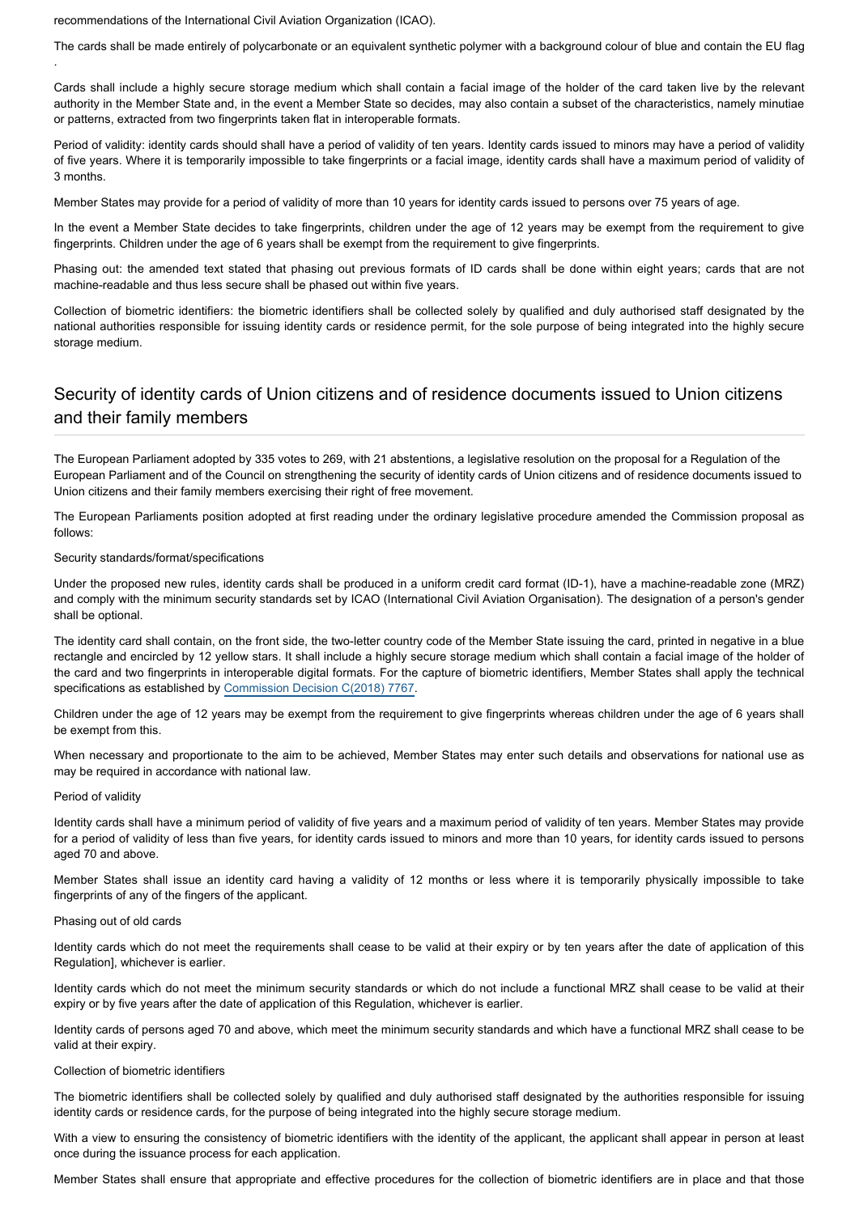recommendations of the International Civil Aviation Organization (ICAO).

The cards shall be made entirely of polycarbonate or an equivalent synthetic polymer with a background colour of blue and contain the EU flag .

Cards shall include a highly secure storage medium which shall contain a facial image of the holder of the card taken live by the relevant authority in the Member State and, in the event a Member State so decides, may also contain a subset of the characteristics, namely minutiae or patterns, extracted from two fingerprints taken flat in interoperable formats.

Period of validity: identity cards should shall have a period of validity of ten years. Identity cards issued to minors may have a period of validity of five years. Where it is temporarily impossible to take fingerprints or a facial image, identity cards shall have a maximum period of validity of 3 months.

Member States may provide for a period of validity of more than 10 years for identity cards issued to persons over 75 years of age.

In the event a Member State decides to take fingerprints, children under the age of 12 years may be exempt from the requirement to give fingerprints. Children under the age of 6 years shall be exempt from the requirement to give fingerprints.

Phasing out: the amended text stated that phasing out previous formats of ID cards shall be done within eight years; cards that are not machine-readable and thus less secure shall be phased out within five years.

Collection of biometric identifiers: the biometric identifiers shall be collected solely by qualified and duly authorised staff designated by the national authorities responsible for issuing identity cards or residence permit, for the sole purpose of being integrated into the highly secure storage medium.

## Security of identity cards of Union citizens and of residence documents issued to Union citizens and their family members

The European Parliament adopted by 335 votes to 269, with 21 abstentions, a legislative resolution on the proposal for a Regulation of the European Parliament and of the Council on strengthening the security of identity cards of Union citizens and of residence documents issued to Union citizens and their family members exercising their right of free movement.

The European Parliaments position adopted at first reading under the ordinary legislative procedure amended the Commission proposal as follows:

Security standards/format/specifications

Under the proposed new rules, identity cards shall be produced in a uniform credit card format (ID-1), have a machine-readable zone (MRZ) and comply with the minimum security standards set by ICAO (International Civil Aviation Organisation). The designation of a person's gender shall be optional.

The identity card shall contain, on the front side, the two-letter country code of the Member State issuing the card, printed in negative in a blue rectangle and encircled by 12 yellow stars. It shall include a highly secure storage medium which shall contain a facial image of the holder of the card and two fingerprints in interoperable digital formats. For the capture of biometric identifiers, Member States shall apply the technical specifications as established by Commission Decision C(2018) 7767.

Children under the age of 12 years may be exempt from the requirement to give fingerprints whereas children under the age of 6 years shall be exempt from this.

When necessary and proportionate to the aim to be achieved, Member States may enter such details and observations for national use as may be required in accordance with national law.

Period of validity

Identity cards shall have a minimum period of validity of five years and a maximum period of validity of ten years. Member States may provide for a period of validity of less than five years, for identity cards issued to minors and more than 10 years, for identity cards issued to persons aged 70 and above.

Member States shall issue an identity card having a validity of 12 months or less where it is temporarily physically impossible to take fingerprints of any of the fingers of the applicant.

Phasing out of old cards

Identity cards which do not meet the requirements shall cease to be valid at their expiry or by ten years after the date of application of this Regulation], whichever is earlier.

Identity cards which do not meet the minimum security standards or which do not include a functional MRZ shall cease to be valid at their expiry or by five years after the date of application of this Regulation, whichever is earlier.

Identity cards of persons aged 70 and above, which meet the minimum security standards and which have a functional MRZ shall cease to be valid at their expiry.

Collection of biometric identifiers

The biometric identifiers shall be collected solely by qualified and duly authorised staff designated by the authorities responsible for issuing identity cards or residence cards, for the purpose of being integrated into the highly secure storage medium.

With a view to ensuring the consistency of biometric identifiers with the identity of the applicant, the applicant shall appear in person at least once during the issuance process for each application.

Member States shall ensure that appropriate and effective procedures for the collection of biometric identifiers are in place and that those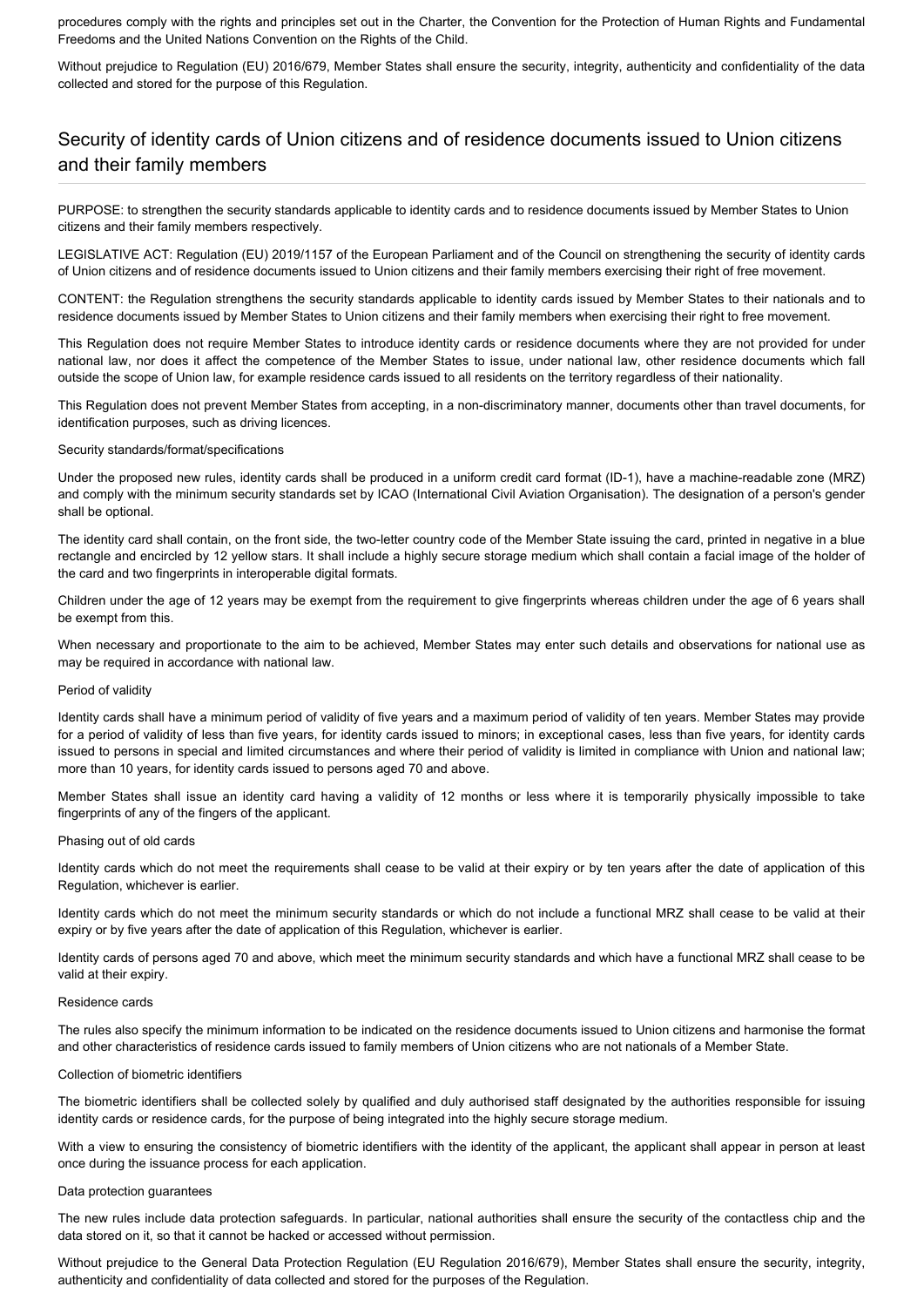procedures comply with the rights and principles set out in the Charter, the Convention for the Protection of Human Rights and Fundamental Freedoms and the United Nations Convention on the Rights of the Child.

Without prejudice to Regulation (EU) 2016/679, Member States shall ensure the security, integrity, authenticity and confidentiality of the data collected and stored for the purpose of this Regulation.

## Security of identity cards of Union citizens and of residence documents issued to Union citizens and their family members

PURPOSE: to strengthen the security standards applicable to identity cards and to residence documents issued by Member States to Union citizens and their family members respectively.

LEGISLATIVE ACT: Regulation (EU) 2019/1157 of the European Parliament and of the Council on strengthening the security of identity cards of Union citizens and of residence documents issued to Union citizens and their family members exercising their right of free movement.

CONTENT: the Regulation strengthens the security standards applicable to identity cards issued by Member States to their nationals and to residence documents issued by Member States to Union citizens and their family members when exercising their right to free movement.

This Regulation does not require Member States to introduce identity cards or residence documents where they are not provided for under national law, nor does it affect the competence of the Member States to issue, under national law, other residence documents which fall outside the scope of Union law, for example residence cards issued to all residents on the territory regardless of their nationality.

This Regulation does not prevent Member States from accepting, in a non-discriminatory manner, documents other than travel documents, for identification purposes, such as driving licences.

Security standards/format/specifications

Under the proposed new rules, identity cards shall be produced in a uniform credit card format (ID-1), have a machine-readable zone (MRZ) and comply with the minimum security standards set by ICAO (International Civil Aviation Organisation). The designation of a person's gender shall be optional.

The identity card shall contain, on the front side, the two-letter country code of the Member State issuing the card, printed in negative in a blue rectangle and encircled by 12 yellow stars. It shall include a highly secure storage medium which shall contain a facial image of the holder of the card and two fingerprints in interoperable digital formats.

Children under the age of 12 years may be exempt from the requirement to give fingerprints whereas children under the age of 6 years shall be exempt from this.

When necessary and proportionate to the aim to be achieved, Member States may enter such details and observations for national use as may be required in accordance with national law.

Period of validity

Identity cards shall have a minimum period of validity of five years and a maximum period of validity of ten years. Member States may provide for a period of validity of less than five years, for identity cards issued to minors; in exceptional cases, less than five years, for identity cards issued to persons in special and limited circumstances and where their period of validity is limited in compliance with Union and national law; more than 10 years, for identity cards issued to persons aged 70 and above.

Member States shall issue an identity card having a validity of 12 months or less where it is temporarily physically impossible to take fingerprints of any of the fingers of the applicant.

Phasing out of old cards

Identity cards which do not meet the requirements shall cease to be valid at their expiry or by ten years after the date of application of this Regulation, whichever is earlier.

Identity cards which do not meet the minimum security standards or which do not include a functional MRZ shall cease to be valid at their expiry or by five years after the date of application of this Regulation, whichever is earlier.

Identity cards of persons aged 70 and above, which meet the minimum security standards and which have a functional MRZ shall cease to be valid at their expiry.

Residence cards

The rules also specify the minimum information to be indicated on the residence documents issued to Union citizens and harmonise the format and other characteristics of residence cards issued to family members of Union citizens who are not nationals of a Member State.

Collection of biometric identifiers

The biometric identifiers shall be collected solely by qualified and duly authorised staff designated by the authorities responsible for issuing identity cards or residence cards, for the purpose of being integrated into the highly secure storage medium.

With a view to ensuring the consistency of biometric identifiers with the identity of the applicant, the applicant shall appear in person at least once during the issuance process for each application.

Data protection guarantees

The new rules include data protection safeguards. In particular, national authorities shall ensure the security of the contactless chip and the data stored on it, so that it cannot be hacked or accessed without permission.

Without prejudice to the General Data Protection Regulation (EU Regulation 2016/679), Member States shall ensure the security, integrity, authenticity and confidentiality of data collected and stored for the purposes of the Regulation.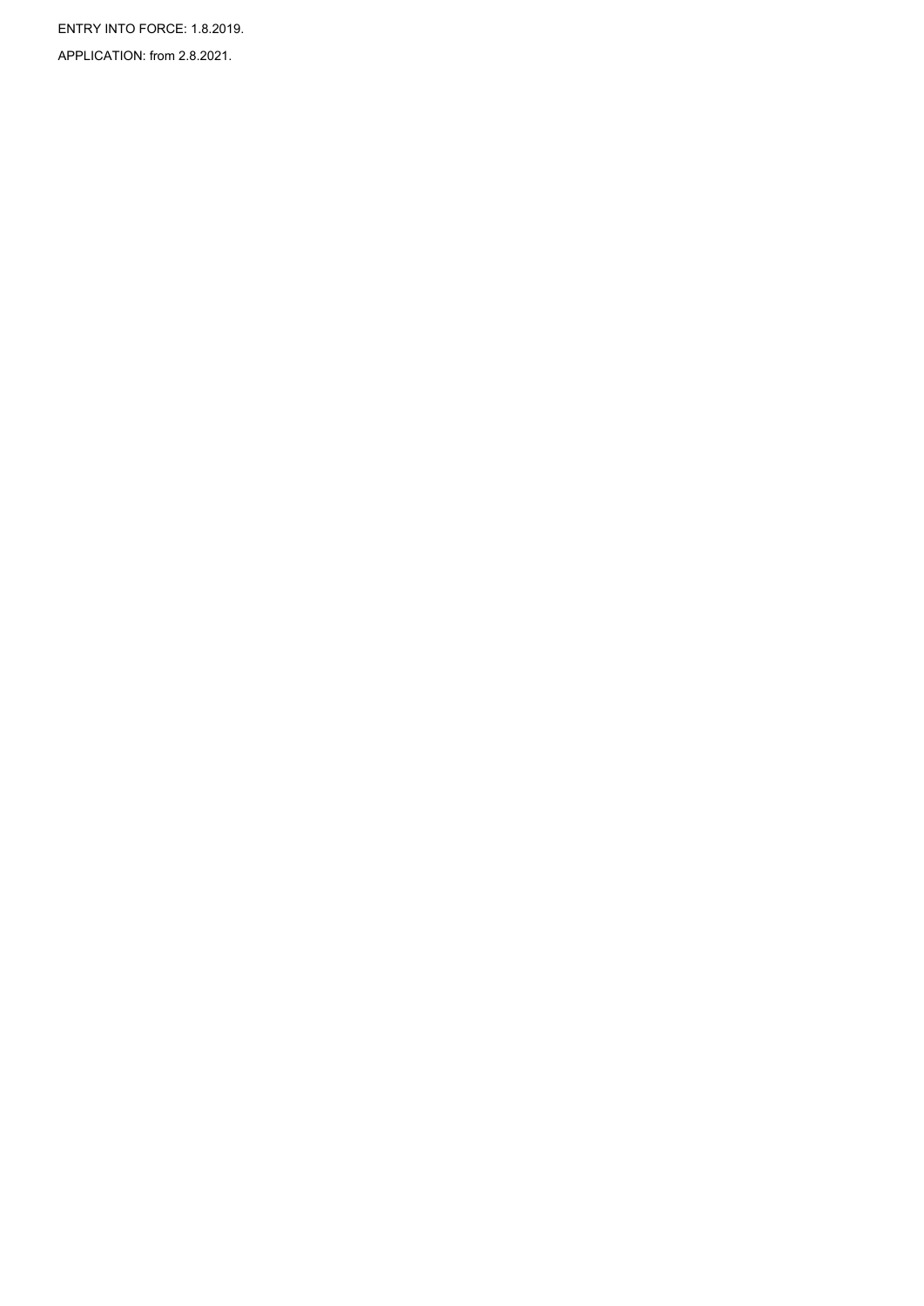ENTRY INTO FORCE: 1.8.2019.

APPLICATION: from 2.8.2021.